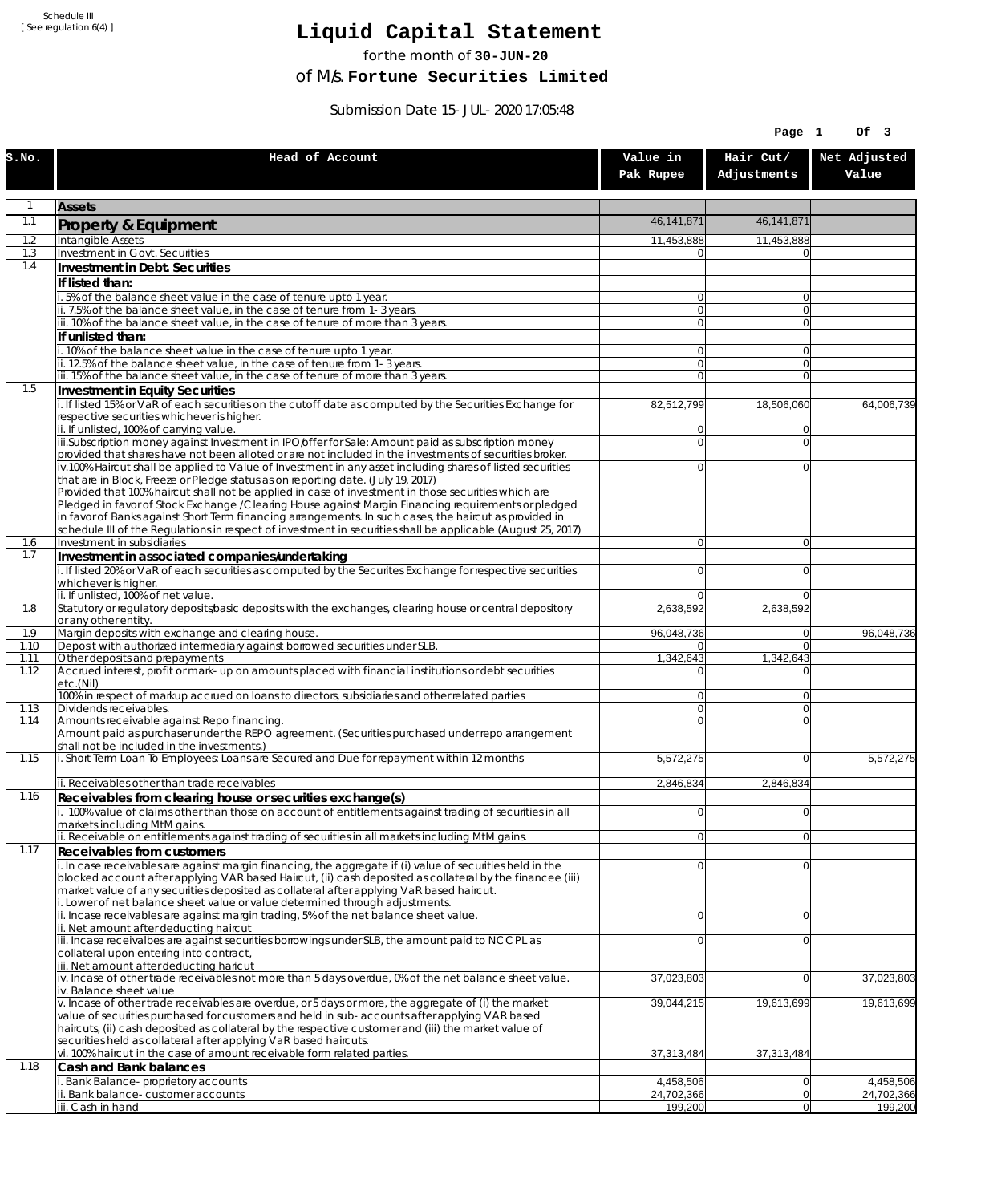Schedule III
[ See regulation 6(4) ]

# Liquid Capital Statement

for the month of **30-JUN-20**

of M/s. **Fortune Securities Limited**

Submission Date 15-JUL-2020 17:05:48

| S.No. | Head of Account | Value in Pak Rupee | Hair Cut/ Adjustments | Net Adjusted Value |
|---|---|---|---|---|
| 1 | **Assets** | | | |
| 1.1 | **Property & Equipment** | 46,141,871 | 46,141,871 | |
| 1.2 | Intangible Assets | 11,453,888 | 11,453,888 | |
| 1.3 | Investment in Govt. Securities | 0 | 0 | |
| 1.4 | **Investment in Debt. Securities** | | | |
| | **If listed than:** | | | |
| | i. 5% of the balance sheet value in the case of tenure upto 1 year. | 0 | 0 | |
| | ii. 7.5% of the balance sheet value, in the case of tenure from 1-3 years. | 0 | 0 | |
| | iii. 10% of the balance sheet value, in the case of tenure of more than 3 years. | 0 | 0 | |
| | **If unlisted than:** | | | |
| | i. 10% of the balance sheet value in the case of tenure upto 1 year. | 0 | 0 | |
| | ii. 12.5% of the balance sheet value, in the case of tenure from 1-3 years. | 0 | 0 | |
| | iii. 15% of the balance sheet value, in the case of tenure of more than 3 years. | 0 | 0 | |
| 1.5 | **Investment in Equity Securities** | | | |
| | i. If listed 15% or VaR of each securities on the cutoff date as computed by the Securities Exchange for respective securities whichever is higher. | 82,512,799 | 18,506,060 | 64,006,739 |
| | ii. If unlisted, 100% of carrying value. | 0 | 0 | |
| | iii.Subscription money against Investment in IPO/offer for Sale: Amount paid as subscription money provided that shares have not been alloted or are not included in the investments of securities broker. | 0 | 0 | |
| | iv.100% Haircut shall be applied to Value of Investment in any asset including shares of listed securities that are in Block, Freeze or Pledge status as on reporting date. (July 19, 2017) Provided that 100% haircut shall not be applied in case of investment in those securities which are Pledged in favor of Stock Exchange / Clearing House against Margin Financing requirements or pledged in favor of Banks against Short Term financing arrangements. In such cases, the haircut as provided in schedule III of the Regulations in respect of investment in securities shall be applicable (August 25, 2017) | 0 | 0 | |
| 1.6 | Investment in subsidiaries | 0 | 0 | |
| 1.7 | **Investment in associated companies/undertaking** | | | |
| | i. If listed 20% or VaR of each securities as computed by the Securites Exchange for respective securities whichever is higher. | 0 | 0 | |
| | ii. If unlisted, 100% of net value. | 0 | 0 | |
| 1.8 | Statutory or regulatory deposits/basic deposits with the exchanges, clearing house or central depository or any other entity. | 2,638,592 | 2,638,592 | |
| 1.9 | Margin deposits with exchange and clearing house. | 96,048,736 | 0 | 96,048,736 |
| 1.10 | Deposit with authorized intermediary against borrowed securities under SLB. | 0 | 0 | |
| 1.11 | Other deposits and prepayments | 1,342,643 | 1,342,643 | |
| 1.12 | Accrued interest, profit or mark-up on amounts placed with financial institutions or debt securities etc.(Nil) | 0 | 0 | |
| | 100% in respect of markup accrued on loans to directors, subsidiaries and other related parties | 0 | 0 | |
| 1.13 | Dividends receivables. | 0 | 0 | |
| 1.14 | Amounts receivable against Repo financing. Amount paid as purchaser under the REPO agreement. (Securities purchased under repo arrangement shall not be included in the investments.) | 0 | 0 | |
| 1.15 | i. Short Term Loan To Employees: Loans are Secured and Due for repayment within 12 months | 5,572,275 | 0 | 5,572,275 |
| | ii. Receivables other than trade receivables | 2,846,834 | 2,846,834 | |
| 1.16 | **Receivables from clearing house or securities exchange(s)** | | | |
| | i. 100% value of claims other than those on account of entitlements against trading of securities in all markets including MtM gains. | 0 | 0 | |
| | ii. Receivable on entitlements against trading of securities in all markets including MtM gains. | 0 | 0 | |
| 1.17 | **Receivables from customers** | | | |
| | i. In case receivables are against margin financing, the aggregate if (i) value of securities held in the blocked account after applying VAR based Haircut, (ii) cash deposited as collateral by the financee (iii) market value of any securities deposited as collateral after applying VaR based haircut. i. Lower of net balance sheet value or value determined through adjustments. | 0 | 0 | |
| | ii. Incase receivables are against margin trading, 5% of the net balance sheet value. ii. Net amount after deducting haircut | 0 | 0 | |
| | iii. Incase receivalbes are against securities borrowings under SLB, the amount paid to NCCPL as collateral upon entering into contract, iii. Net amount after deducting haricut | 0 | 0 | |
| | iv. Incase of other trade receivables not more than 5 days overdue, 0% of the net balance sheet value. iv. Balance sheet value | 37,023,803 | 0 | 37,023,803 |
| | v. Incase of other trade receivables are overdue, or 5 days or more, the aggregate of (i) the market value of securities purchased for customers and held in sub-accounts after applying VAR based haircuts, (ii) cash deposited as collateral by the respective customer and (iii) the market value of securities held as collateral after applying VaR based haircuts. | 39,044,215 | 19,613,699 | 19,613,699 |
| | vi. 100% haircut in the case of amount receivable form related parties. | 37,313,484 | 37,313,484 | |
| 1.18 | **Cash and Bank balances** | | | |
| | i. Bank Balance-proprietory accounts | 4,458,506 | 0 | 4,458,506 |
| | ii. Bank balance-customer accounts | 24,702,366 | 0 | 24,702,366 |
| | iii. Cash in hand | 199,200 | 0 | 199,200 |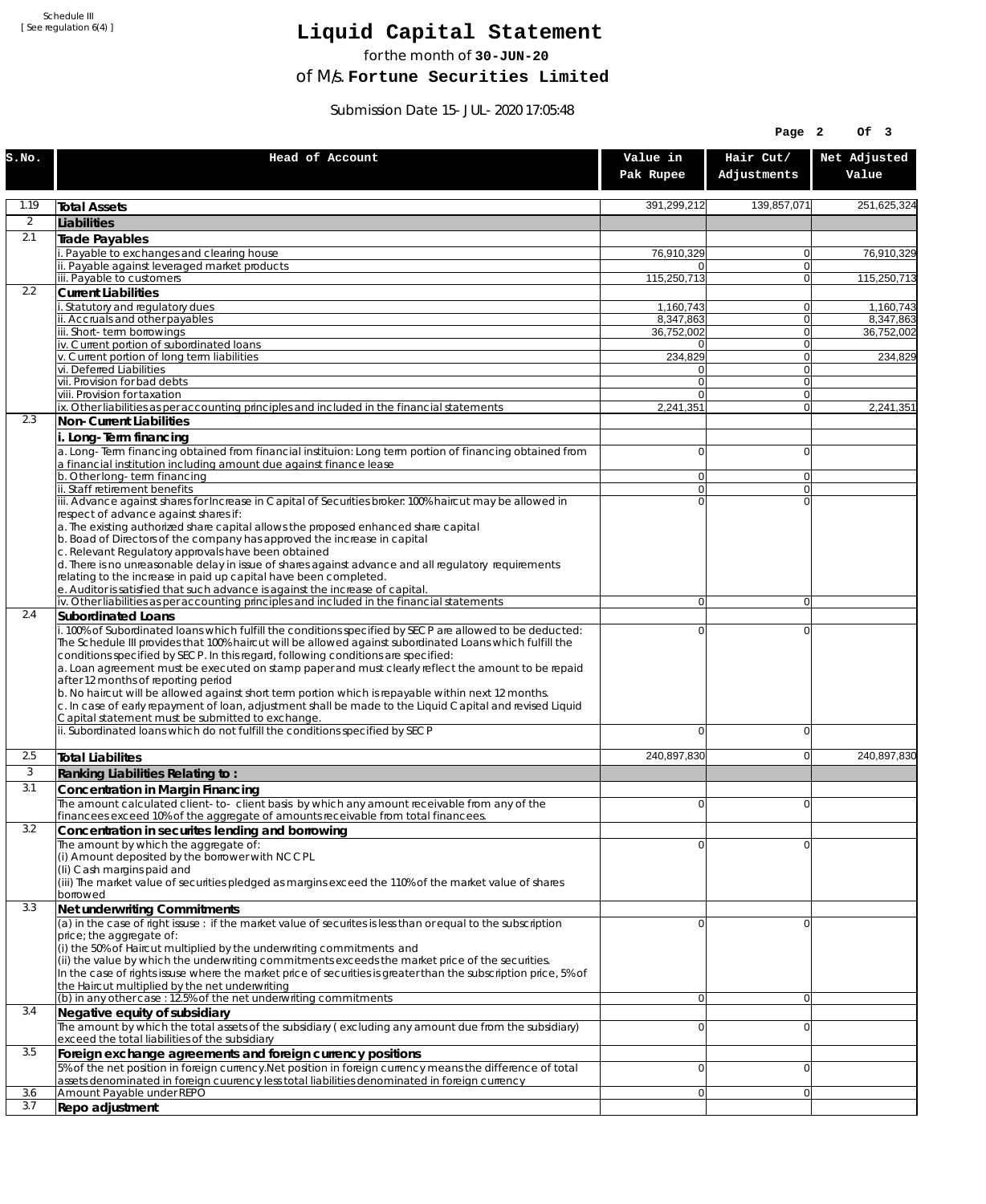Schedule III
[ See regulation 6(4) ]

# Liquid Capital Statement

for the month of **30-JUN-20**

of M/s. **Fortune Securities Limited**

Submission Date 15-JUL-2020 17:05:48

| S.No. | Head of Account | Value in Pak Rupee | Hair Cut/ Adjustments | Net Adjusted Value |
|---|---|---|---|---|
| 1.19 | **Total Assets** | 391,299,212 | 139,857,071 | 251,625,324 |
| 2 | **Liabilities** | | | |
| 2.1 | **Trade Payables** | | | |
| | i. Payable to exchanges and clearing house | 76,910,329 | 0 | 76,910,329 |
| | ii. Payable against leveraged market products | 0 | 0 | |
| | iii. Payable to customers | 115,250,713 | 0 | 115,250,713 |
| 2.2 | **Current Liabilities** | | | |
| | i. Statutory and regulatory dues | 1,160,743 | 0 | 1,160,743 |
| | ii. Accruals and other payables | 8,347,863 | 0 | 8,347,863 |
| | iii. Short-term borrowings | 36,752,002 | 0 | 36,752,002 |
| | iv. Current portion of subordinated loans | 0 | 0 | |
| | v. Current portion of long term liabilities | 234,829 | 0 | 234,829 |
| | vi. Deferred Liabilities | 0 | 0 | |
| | vii. Provision for bad debts | 0 | 0 | |
| | viii. Provision for taxation | 0 | 0 | |
| | ix. Other liabilities as per accounting principles and included in the financial statements | 2,241,351 | 0 | 2,241,351 |
| 2.3 | **Non-Current Liabilities** | | | |
| | **i. Long-Term financing** | | | |
| | a. Long-Term financing obtained from financial instituion: Long term portion of financing obtained from a financial institution including amount due against finance lease | 0 | 0 | |
| | b. Other long-term financing | 0 | 0 | |
| | ii. Staff retirement benefits | 0 | 0 | |
| | iii. Advance against shares for Increase in Capital of Securities broker: 100% haircut may be allowed in respect of advance against shares if:<br>a. The existing authorized share capital allows the proposed enhanced share capital<br>b. Boad of Directors of the company has approved the increase in capital<br>c. Relevant Regulatory approvals have been obtained<br>d. There is no unreasonable delay in issue of shares against advance and all regulatory requirements relating to the increase in paid up capital have been completed.<br>e. Auditor is satisfied that such advance is against the increase of capital. | 0 | 0 | |
| | iv. Other liabilities as per accounting principles and included in the financial statements | 0 | 0 | |
| 2.4 | **Subordinated Loans** | | | |
| | i. 100% of Subordinated loans which fulfill the conditions specified by SECP are allowed to be deducted: The Schedule III provides that 100% haircut will be allowed against subordinated Loans which fulfill the conditions specified by SECP. In this regard, following conditions are specified:<br>a. Loan agreement must be executed on stamp paper and must clearly reflect the amount to be repaid after 12 months of reporting period<br>b. No haircut will be allowed against short term portion which is repayable within next 12 months.<br>c. In case of early repayment of loan, adjustment shall be made to the Liquid Capital and revised Liquid Capital statement must be submitted to exchange. | 0 | 0 | |
| | ii. Subordinated loans which do not fulfill the conditions specified by SECP | 0 | 0 | |
| 2.5 | **Total Liabilites** | 240,897,830 | 0 | 240,897,830 |
| 3 | **Ranking Liabilities Relating to :** | | | |
| 3.1 | **Concentration in Margin Financing** | | | |
| | The amount calculated client-to- client basis by which any amount receivable from any of the financees exceed 10% of the aggregate of amounts receivable from total financees. | 0 | 0 | |
| 3.2 | **Concentration in securites lending and borrowing** | | | |
| | The amount by which the aggregate of:<br>(i) Amount deposited by the borrower with NCCPL<br>(Ii) Cash margins paid and<br>(iii) The market value of securities pledged as margins exceed the 110% of the market value of shares borrowed | 0 | 0 | |
| 3.3 | **Net underwriting Commitments** | | | |
| | (a) in the case of right issuse : if the market value of securites is less than or equal to the subscription price; the aggregate of:<br>(i) the 50% of Haircut multiplied by the underwriting commitments and<br>(ii) the value by which the underwriting commitments exceeds the market price of the securities.<br>In the case of rights issuse where the market price of securities is greater than the subscription price, 5% of the Haircut multiplied by the net underwriting | 0 | 0 | |
| | (b) in any other case : 12.5% of the net underwriting commitments | 0 | 0 | |
| 3.4 | **Negative equity of subsidiary** | | | |
| | The amount by which the total assets of the subsidiary ( excluding any amount due from the subsidiary) exceed the total liabilities of the subsidiary | 0 | 0 | |
| 3.5 | **Foreign exchange agreements and foreign currency positions** | | | |
| | 5% of the net position in foreign currency.Net position in foreign currency means the difference of total assets denominated in foreign cuurency less total liabilities denominated in foreign currency | 0 | 0 | |
| 3.6 | Amount Payable under REPO | 0 | 0 | |
| 3.7 | **Repo adjustment** | | | |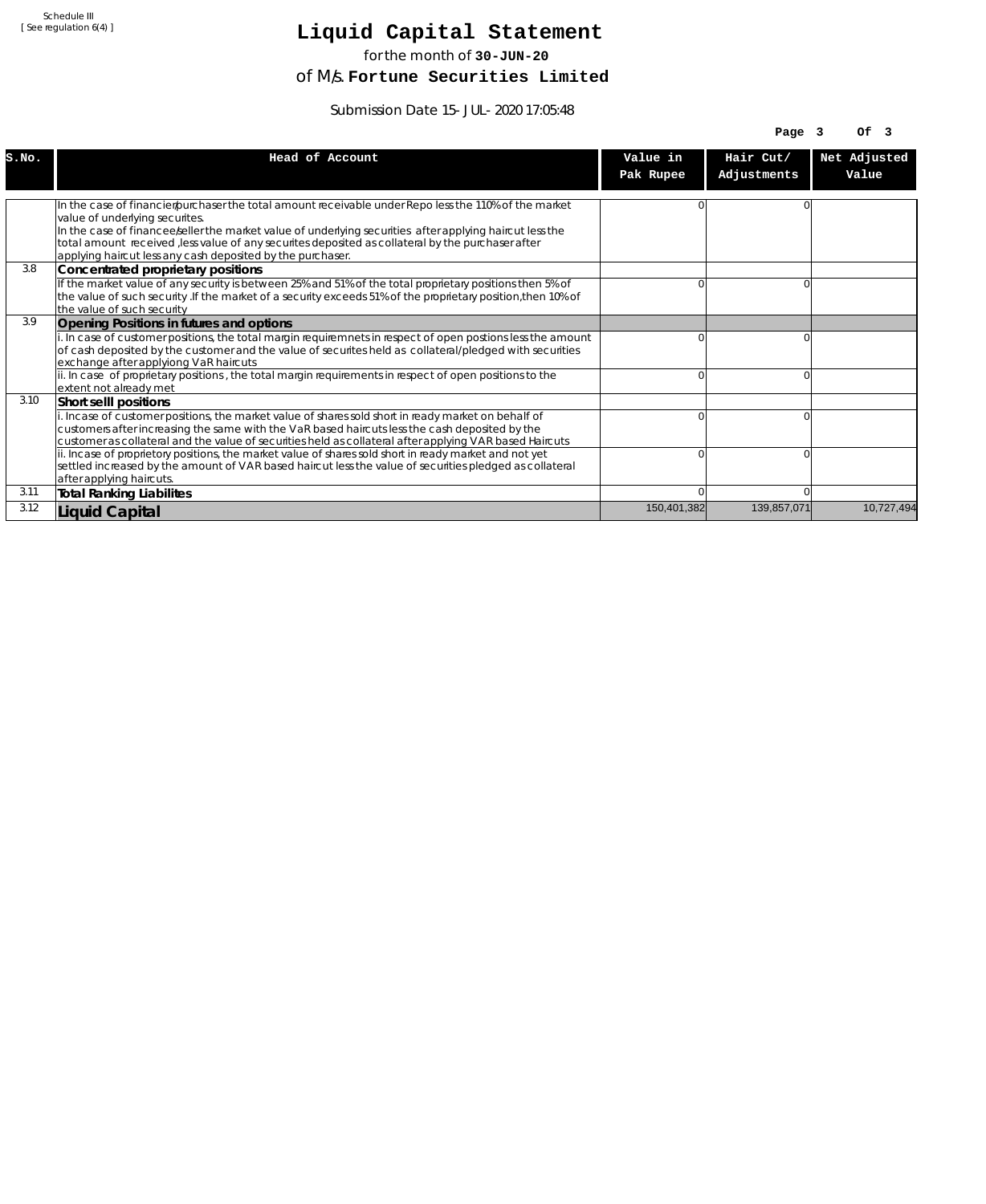Schedule III
[ See regulation 6(4) ]

# Liquid Capital Statement

for the month of **30-JUN-20**

of M/s. **Fortune Securities Limited**

Submission Date 15-JUL-2020 17:05:48

| S.No. | Head of Account | Value in Pak Rupee | Hair Cut/ Adjustments | Net Adjusted Value |
|---|---|---|---|---|
| | In the case of financier/purchaser the total amount receivable under Repo less the 110% of the market value of underlying securities.<br>In the case of financee/seller the market value of underlying securities after applying haircut less the total amount received ,less value of any securites deposited as collateral by the purchaser after applying haircut less any cash deposited by the purchaser. | 0 | 0 | |
| 3.8 | **Concentrated proprietary positions** | | | |
| | If the market value of any security is between 25% and 51% of the total proprietary positions then 5% of the value of such security .If the market of a security exceeds 51% of the proprietary position,then 10% of the value of such security | 0 | 0 | |
| 3.9 | **Opening Positions in futures and options** | | | |
| | i. In case of customer positions, the total margin requiremnets in respect of open postions less the amount of cash deposited by the customer and the value of securites held as collateral/pledged with securities exchange after applyiong VaR haircuts | 0 | 0 | |
| | ii. In case of proprietary positions , the total margin requirements in respect of open positions to the extent not already met | 0 | 0 | |
| 3.10 | **Short selll positions** | | | |
| | i. Incase of customer positions, the market value of shares sold short in ready market on behalf of customers after increasing the same with the VaR based haircuts less the cash deposited by the customer as collateral and the value of securities held as collateral after applying VAR based Haircuts | 0 | 0 | |
| | ii. Incase of proprietory positions, the market value of shares sold short in ready market and not yet settled increased by the amount of VAR based haircut less the value of securities pledged as collateral after applying haircuts. | 0 | 0 | |
| 3.11 | **Total Ranking Liabilites** | 0 | 0 | |
| 3.12 | **Liquid Capital** | 150,401,382 | 139,857,071 | 10,727,494 |